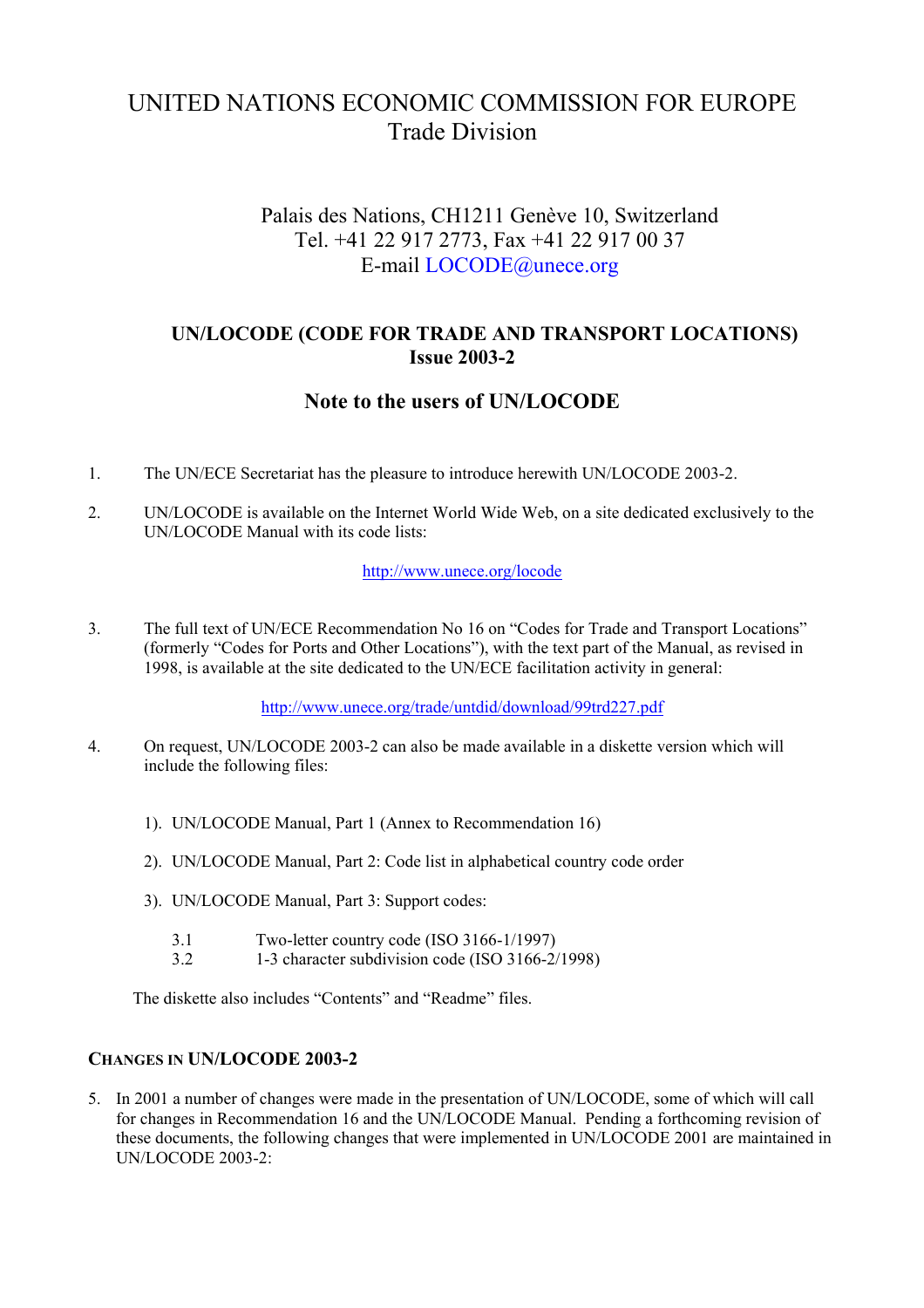# UNITED NATIONS ECONOMIC COMMISSION FOR EUROPE
## Trade Division

Palais des Nations, CH1211 Genève 10, Switzerland
Tel. +41 22 917 2773, Fax +41 22 917 00 37
E-mail LOCODE@unece.org

## UN/LOCODE (CODE FOR TRADE AND TRANSPORT LOCATIONS)
## Issue 2003-2

## Note to the users of UN/LOCODE

1. The UN/ECE Secretariat has the pleasure to introduce herewith UN/LOCODE 2003-2.

2. UN/LOCODE is available on the Internet World Wide Web, on a site dedicated exclusively to the UN/LOCODE Manual with its code lists:

   http://www.unece.org/locode

3. The full text of UN/ECE Recommendation No 16 on "Codes for Trade and Transport Locations" (formerly "Codes for Ports and Other Locations"), with the text part of the Manual, as revised in 1998, is available at the site dedicated to the UN/ECE facilitation activity in general:

   http://www.unece.org/trade/untdid/download/99trd227.pdf

4. On request, UN/LOCODE 2003-2 can also be made available in a diskette version which will include the following files:

   1). UN/LOCODE Manual, Part 1 (Annex to Recommendation 16)

   2). UN/LOCODE Manual, Part 2: Code list in alphabetical country code order

   3). UN/LOCODE Manual, Part 3: Support codes:

      3.1 Two-letter country code (ISO 3166-1/1997)
      3.2 1-3 character subdivision code (ISO 3166-2/1998)

   The diskette also includes "Contents" and "Readme" files.

### CHANGES IN UN/LOCODE 2003-2

5. In 2001 a number of changes were made in the presentation of UN/LOCODE, some of which will call for changes in Recommendation 16 and the UN/LOCODE Manual. Pending a forthcoming revision of these documents, the following changes that were implemented in UN/LOCODE 2001 are maintained in UN/LOCODE 2003-2: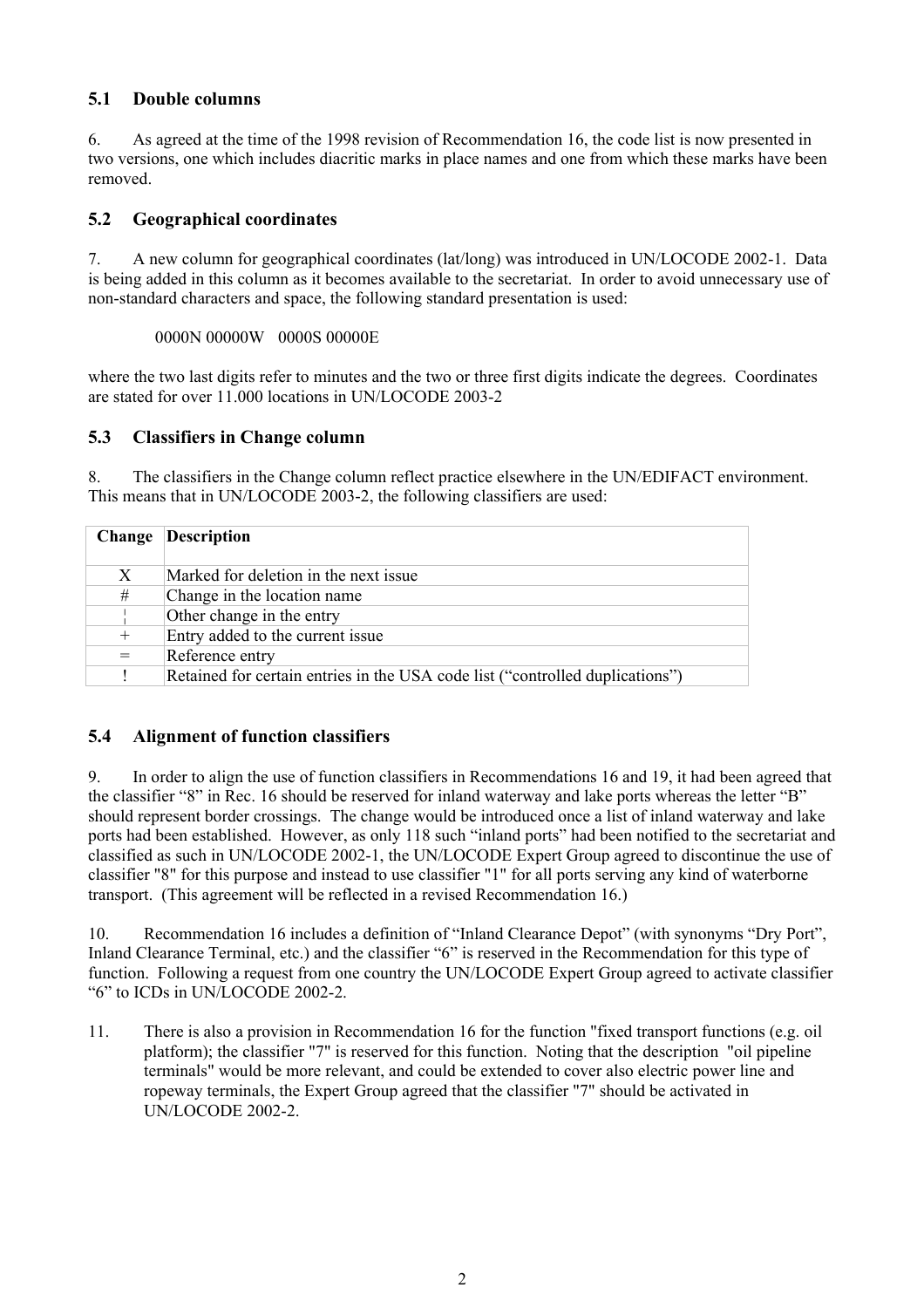### 5.1 Double columns

6. As agreed at the time of the 1998 revision of Recommendation 16, the code list is now presented in two versions, one which includes diacritic marks in place names and one from which these marks have been removed.

### 5.2 Geographical coordinates

7. A new column for geographical coordinates (lat/long) was introduced in UN/LOCODE 2002-1. Data is being added in this column as it becomes available to the secretariat. In order to avoid unnecessary use of non-standard characters and space, the following standard presentation is used:

0000N 00000W 0000S 00000E

where the two last digits refer to minutes and the two or three first digits indicate the degrees. Coordinates are stated for over 11.000 locations in UN/LOCODE 2003-2

### 5.3 Classifiers in Change column

8. The classifiers in the Change column reflect practice elsewhere in the UN/EDIFACT environment. This means that in UN/LOCODE 2003-2, the following classifiers are used:

| Change | Description |
|---|---|
| X | Marked for deletion in the next issue |
| # | Change in the location name |
| ¦ | Other change in the entry |
| + | Entry added to the current issue |
| = | Reference entry |
| ! | Retained for certain entries in the USA code list (“controlled duplications”) |

### 5.4 Alignment of function classifiers

9. In order to align the use of function classifiers in Recommendations 16 and 19, it had been agreed that the classifier “8” in Rec. 16 should be reserved for inland waterway and lake ports whereas the letter “B” should represent border crossings. The change would be introduced once a list of inland waterway and lake ports had been established. However, as only 118 such “inland ports” had been notified to the secretariat and classified as such in UN/LOCODE 2002-1, the UN/LOCODE Expert Group agreed to discontinue the use of classifier "8" for this purpose and instead to use classifier "1" for all ports serving any kind of waterborne transport. (This agreement will be reflected in a revised Recommendation 16.)

10. Recommendation 16 includes a definition of “Inland Clearance Depot” (with synonyms “Dry Port”, Inland Clearance Terminal, etc.) and the classifier “6” is reserved in the Recommendation for this type of function. Following a request from one country the UN/LOCODE Expert Group agreed to activate classifier “6” to ICDs in UN/LOCODE 2002-2.

11. There is also a provision in Recommendation 16 for the function "fixed transport functions (e.g. oil platform); the classifier "7" is reserved for this function. Noting that the description "oil pipeline terminals" would be more relevant, and could be extended to cover also electric power line and ropeway terminals, the Expert Group agreed that the classifier "7" should be activated in UN/LOCODE 2002-2.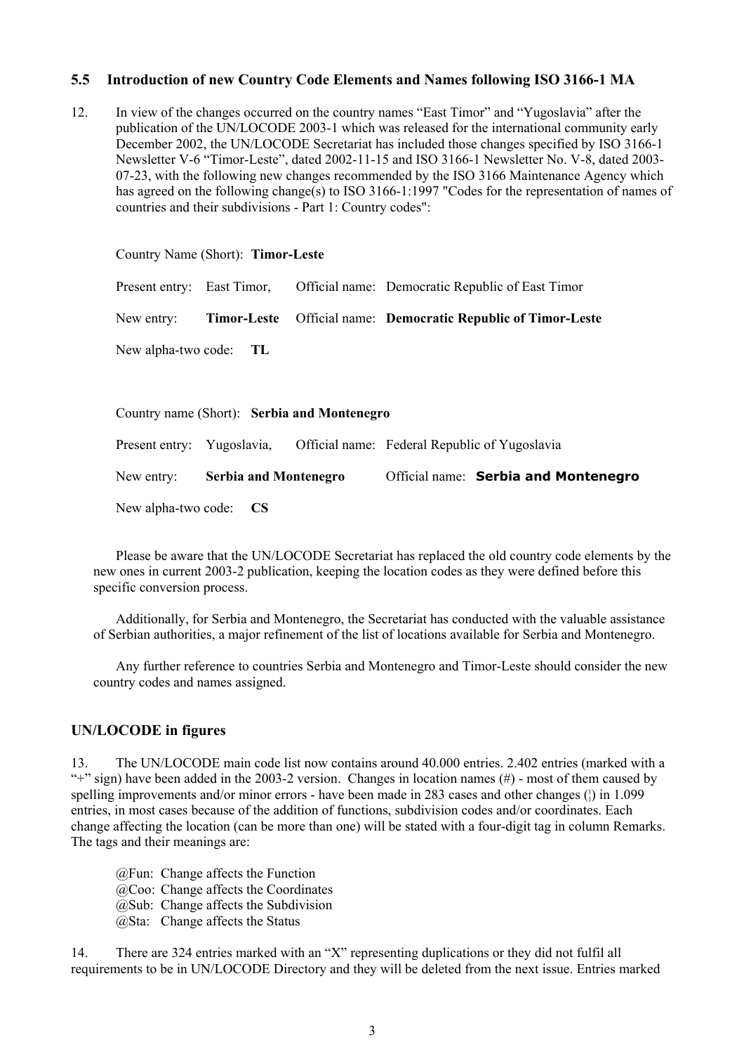## 5.5 Introduction of new Country Code Elements and Names following ISO 3166-1 MA

12. In view of the changes occurred on the country names "East Timor" and "Yugoslavia" after the publication of the UN/LOCODE 2003-1 which was released for the international community early December 2002, the UN/LOCODE Secretariat has included those changes specified by ISO 3166-1 Newsletter V-6 "Timor-Leste", dated 2002-11-15 and ISO 3166-1 Newsletter No. V-8, dated 2003-07-23, with the following new changes recommended by the ISO 3166 Maintenance Agency which has agreed on the following change(s) to ISO 3166-1:1997 "Codes for the representation of names of countries and their subdivisions - Part 1: Country codes":

Country Name (Short): **Timor-Leste**

Present entry: East Timor, Official name: Democratic Republic of East Timor

New entry: **Timor-Leste** Official name: **Democratic Republic of Timor-Leste**

New alpha-two code: **TL**

Country name (Short): **Serbia and Montenegro**

Present entry: Yugoslavia, Official name: Federal Republic of Yugoslavia

New entry: **Serbia and Montenegro** Official name: **Serbia and Montenegro**

New alpha-two code: **CS**

Please be aware that the UN/LOCODE Secretariat has replaced the old country code elements by the new ones in current 2003-2 publication, keeping the location codes as they were defined before this specific conversion process.

Additionally, for Serbia and Montenegro, the Secretariat has conducted with the valuable assistance of Serbian authorities, a major refinement of the list of locations available for Serbia and Montenegro.

Any further reference to countries Serbia and Montenegro and Timor-Leste should consider the new country codes and names assigned.

## UN/LOCODE in figures

13. The UN/LOCODE main code list now contains around 40.000 entries. 2.402 entries (marked with a "+" sign) have been added in the 2003-2 version. Changes in location names (#) - most of them caused by spelling improvements and/or minor errors - have been made in 283 cases and other changes (¦) in 1.099 entries, in most cases because of the addition of functions, subdivision codes and/or coordinates. Each change affecting the location (can be more than one) will be stated with a four-digit tag in column Remarks. The tags and their meanings are:

@Fun: Change affects the Function
@Coo: Change affects the Coordinates
@Sub: Change affects the Subdivision
@Sta: Change affects the Status

14. There are 324 entries marked with an "X" representing duplications or they did not fulfil all requirements to be in UN/LOCODE Directory and they will be deleted from the next issue. Entries marked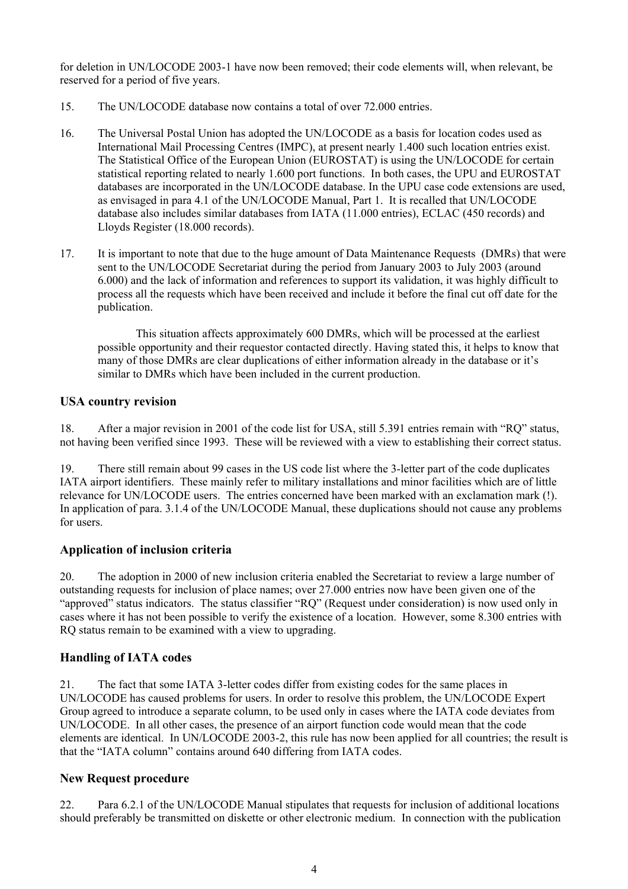for deletion in UN/LOCODE 2003-1 have now been removed; their code elements will, when relevant, be reserved for a period of five years.

15. The UN/LOCODE database now contains a total of over 72.000 entries.

16. The Universal Postal Union has adopted the UN/LOCODE as a basis for location codes used as International Mail Processing Centres (IMPC), at present nearly 1.400 such location entries exist. The Statistical Office of the European Union (EUROSTAT) is using the UN/LOCODE for certain statistical reporting related to nearly 1.600 port functions. In both cases, the UPU and EUROSTAT databases are incorporated in the UN/LOCODE database. In the UPU case code extensions are used, as envisaged in para 4.1 of the UN/LOCODE Manual, Part 1. It is recalled that UN/LOCODE database also includes similar databases from IATA (11.000 entries), ECLAC (450 records) and Lloyds Register (18.000 records).

17. It is important to note that due to the huge amount of Data Maintenance Requests (DMRs) that were sent to the UN/LOCODE Secretariat during the period from January 2003 to July 2003 (around 6.000) and the lack of information and references to support its validation, it was highly difficult to process all the requests which have been received and include it before the final cut off date for the publication.

This situation affects approximately 600 DMRs, which will be processed at the earliest possible opportunity and their requestor contacted directly. Having stated this, it helps to know that many of those DMRs are clear duplications of either information already in the database or it's similar to DMRs which have been included in the current production.

## USA country revision

18. After a major revision in 2001 of the code list for USA, still 5.391 entries remain with "RQ" status, not having been verified since 1993. These will be reviewed with a view to establishing their correct status.

19. There still remain about 99 cases in the US code list where the 3-letter part of the code duplicates IATA airport identifiers. These mainly refer to military installations and minor facilities which are of little relevance for UN/LOCODE users. The entries concerned have been marked with an exclamation mark (!). In application of para. 3.1.4 of the UN/LOCODE Manual, these duplications should not cause any problems for users.

## Application of inclusion criteria

20. The adoption in 2000 of new inclusion criteria enabled the Secretariat to review a large number of outstanding requests for inclusion of place names; over 27.000 entries now have been given one of the "approved" status indicators. The status classifier "RQ" (Request under consideration) is now used only in cases where it has not been possible to verify the existence of a location. However, some 8.300 entries with RQ status remain to be examined with a view to upgrading.

## Handling of IATA codes

21. The fact that some IATA 3-letter codes differ from existing codes for the same places in UN/LOCODE has caused problems for users. In order to resolve this problem, the UN/LOCODE Expert Group agreed to introduce a separate column, to be used only in cases where the IATA code deviates from UN/LOCODE. In all other cases, the presence of an airport function code would mean that the code elements are identical. In UN/LOCODE 2003-2, this rule has now been applied for all countries; the result is that the "IATA column" contains around 640 differing from IATA codes.

## New Request procedure

22. Para 6.2.1 of the UN/LOCODE Manual stipulates that requests for inclusion of additional locations should preferably be transmitted on diskette or other electronic medium. In connection with the publication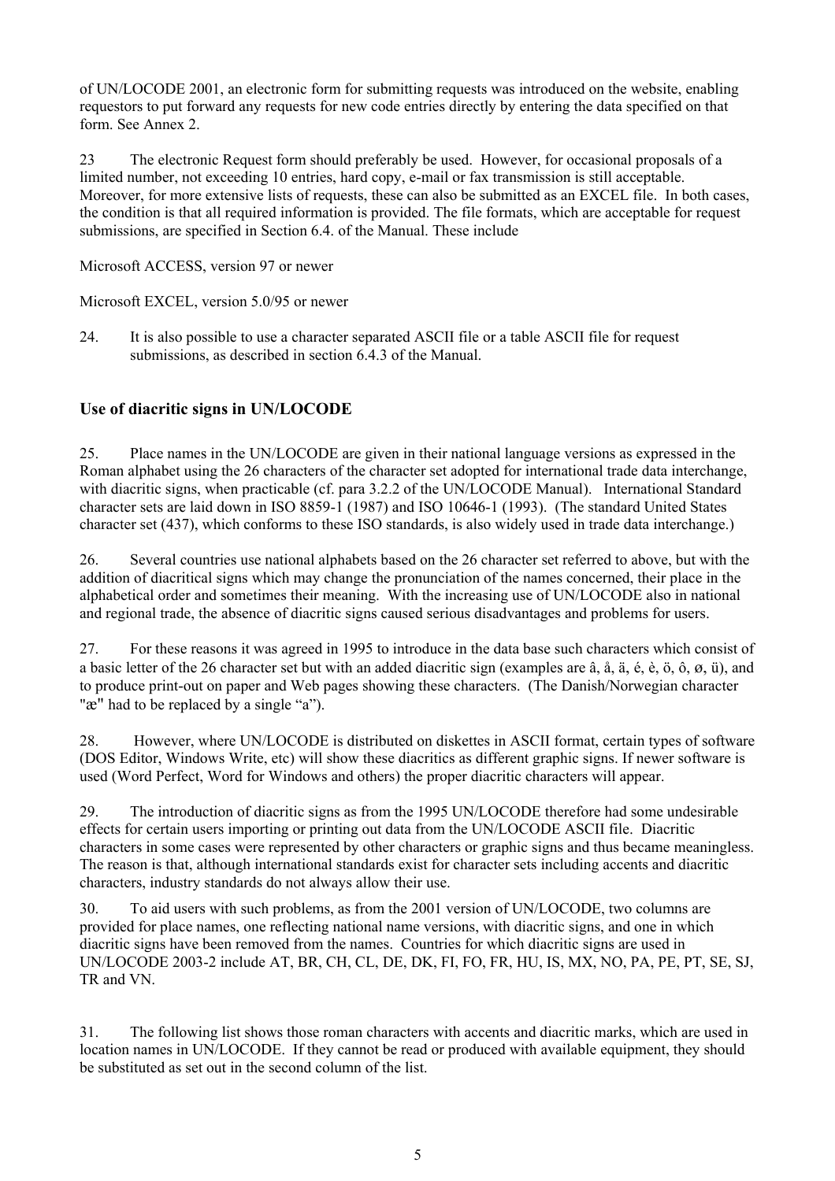of UN/LOCODE 2001, an electronic form for submitting requests was introduced on the website, enabling requestors to put forward any requests for new code entries directly by entering the data specified on that form. See Annex 2.

23 The electronic Request form should preferably be used. However, for occasional proposals of a limited number, not exceeding 10 entries, hard copy, e-mail or fax transmission is still acceptable. Moreover, for more extensive lists of requests, these can also be submitted as an EXCEL file. In both cases, the condition is that all required information is provided. The file formats, which are acceptable for request submissions, are specified in Section 6.4. of the Manual. These include

Microsoft ACCESS, version 97 or newer

Microsoft EXCEL, version 5.0/95 or newer

24. It is also possible to use a character separated ASCII file or a table ASCII file for request submissions, as described in section 6.4.3 of the Manual.

## Use of diacritic signs in UN/LOCODE

25. Place names in the UN/LOCODE are given in their national language versions as expressed in the Roman alphabet using the 26 characters of the character set adopted for international trade data interchange, with diacritic signs, when practicable (cf. para 3.2.2 of the UN/LOCODE Manual). International Standard character sets are laid down in ISO 8859-1 (1987) and ISO 10646-1 (1993). (The standard United States character set (437), which conforms to these ISO standards, is also widely used in trade data interchange.)

26. Several countries use national alphabets based on the 26 character set referred to above, but with the addition of diacritical signs which may change the pronunciation of the names concerned, their place in the alphabetical order and sometimes their meaning. With the increasing use of UN/LOCODE also in national and regional trade, the absence of diacritic signs caused serious disadvantages and problems for users.

27. For these reasons it was agreed in 1995 to introduce in the data base such characters which consist of a basic letter of the 26 character set but with an added diacritic sign (examples are â, å, ä, é, è, ö, ô, ø, ü), and to produce print-out on paper and Web pages showing these characters. (The Danish/Norwegian character "æ" had to be replaced by a single "a").

28. However, where UN/LOCODE is distributed on diskettes in ASCII format, certain types of software (DOS Editor, Windows Write, etc) will show these diacritics as different graphic signs. If newer software is used (Word Perfect, Word for Windows and others) the proper diacritic characters will appear.

29. The introduction of diacritic signs as from the 1995 UN/LOCODE therefore had some undesirable effects for certain users importing or printing out data from the UN/LOCODE ASCII file. Diacritic characters in some cases were represented by other characters or graphic signs and thus became meaningless. The reason is that, although international standards exist for character sets including accents and diacritic characters, industry standards do not always allow their use.

30. To aid users with such problems, as from the 2001 version of UN/LOCODE, two columns are provided for place names, one reflecting national name versions, with diacritic signs, and one in which diacritic signs have been removed from the names. Countries for which diacritic signs are used in UN/LOCODE 2003-2 include AT, BR, CH, CL, DE, DK, FI, FO, FR, HU, IS, MX, NO, PA, PE, PT, SE, SJ, TR and VN.

31. The following list shows those roman characters with accents and diacritic marks, which are used in location names in UN/LOCODE. If they cannot be read or produced with available equipment, they should be substituted as set out in the second column of the list.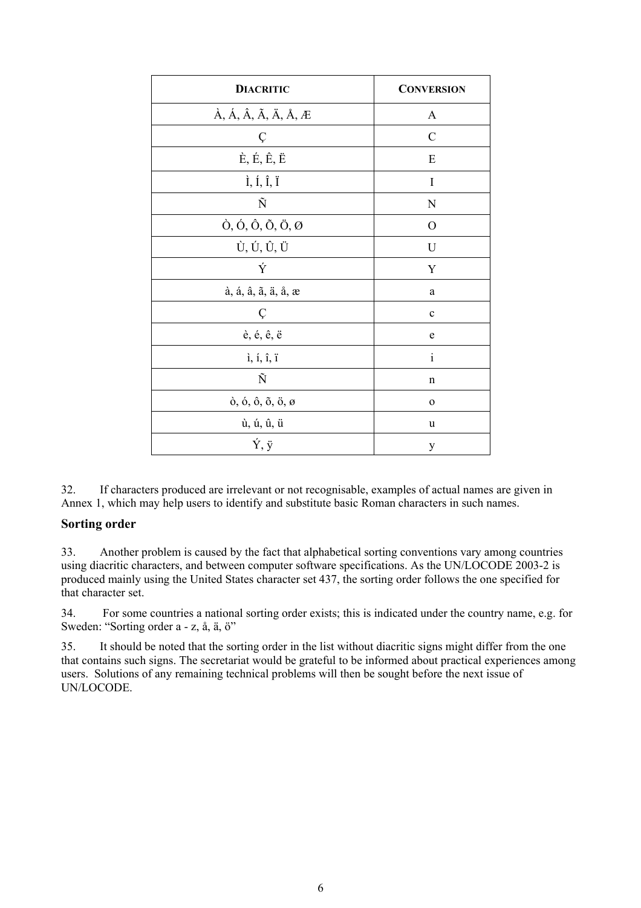| DIACRITIC | CONVERSION |
| --- | --- |
| À, Á, Â, Ã, Ä, Å, Æ | A |
| Ç | C |
| È, É, Ê, Ë | E |
| Ì, Í, Î, Ï | I |
| Ñ | N |
| Ò, Ó, Ô, Õ, Ö, Ø | O |
| Ù, Ú, Û, Ü | U |
| Ý | Y |
| à, á, â, ã, ä, å, æ | a |
| Ç | c |
| è, é, ê, ë | e |
| ì, í, î, ï | i |
| Ñ | n |
| ò, ó, ô, õ, ö, ø | o |
| ù, ú, û, ü | u |
| Ý, ÿ | y |

32. If characters produced are irrelevant or not recognisable, examples of actual names are given in Annex 1, which may help users to identify and substitute basic Roman characters in such names.

### Sorting order

33. Another problem is caused by the fact that alphabetical sorting conventions vary among countries using diacritic characters, and between computer software specifications. As the UN/LOCODE 2003-2 is produced mainly using the United States character set 437, the sorting order follows the one specified for that character set.

34. For some countries a national sorting order exists; this is indicated under the country name, e.g. for Sweden: "Sorting order a - z, å, ä, ö"

35. It should be noted that the sorting order in the list without diacritic signs might differ from the one that contains such signs. The secretariat would be grateful to be informed about practical experiences among users. Solutions of any remaining technical problems will then be sought before the next issue of UN/LOCODE.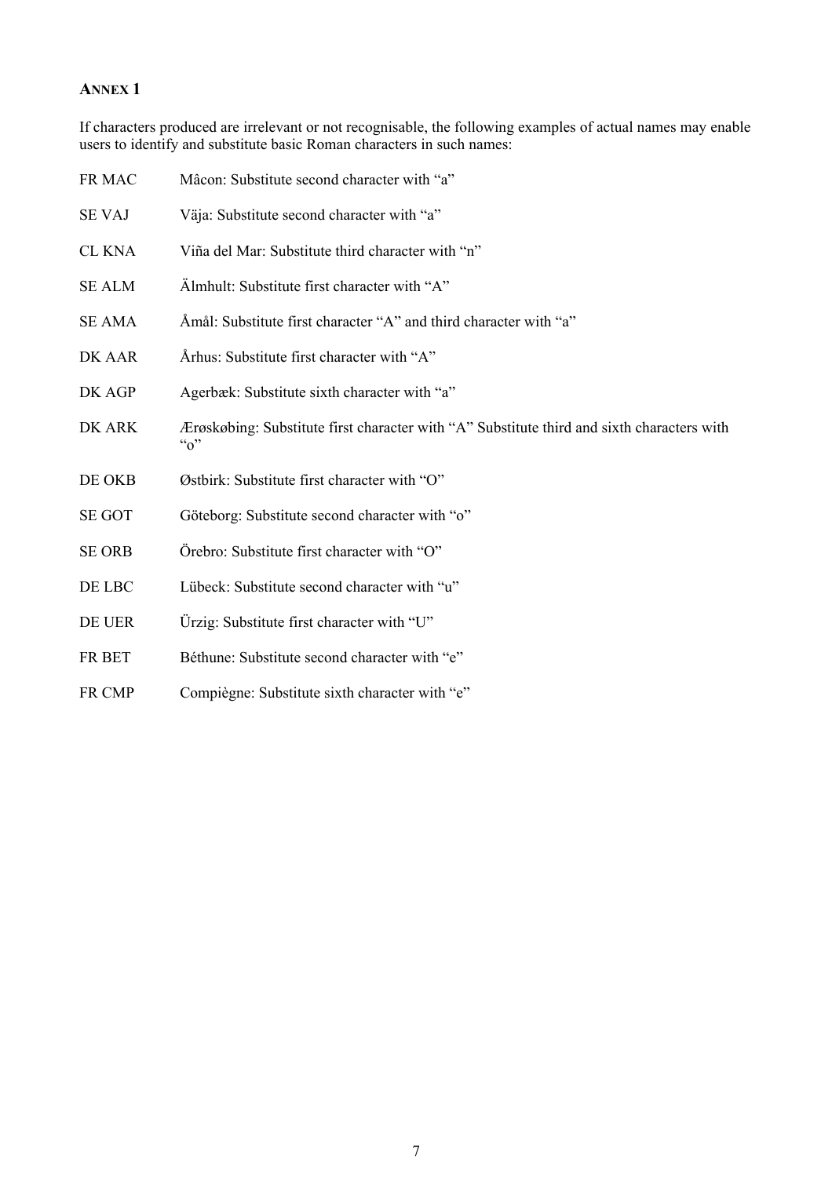## ANNEX 1

If characters produced are irrelevant or not recognisable, the following examples of actual names may enable users to identify and substitute basic Roman characters in such names:

| | |
|---|---|
| FR MAC | Mâcon: Substitute second character with "a" |
| SE VAJ | Väja: Substitute second character with "a" |
| CL KNA | Viña del Mar: Substitute third character with "n" |
| SE ALM | Älmhult: Substitute first character with "A" |
| SE AMA | Åmål: Substitute first character "A" and third character with "a" |
| DK AAR | Århus: Substitute first character with "A" |
| DK AGP | Agerbæk: Substitute sixth character with "a" |
| DK ARK | Ærøskøbing: Substitute first character with "A" Substitute third and sixth characters with "o" |
| DE OKB | Østbirk: Substitute first character with "O" |
| SE GOT | Göteborg: Substitute second character with "o" |
| SE ORB | Örebro: Substitute first character with "O" |
| DE LBC | Lübeck: Substitute second character with "u" |
| DE UER | Ürzig: Substitute first character with "U" |
| FR BET | Béthune: Substitute second character with "e" |
| FR CMP | Compiègne: Substitute sixth character with "e" |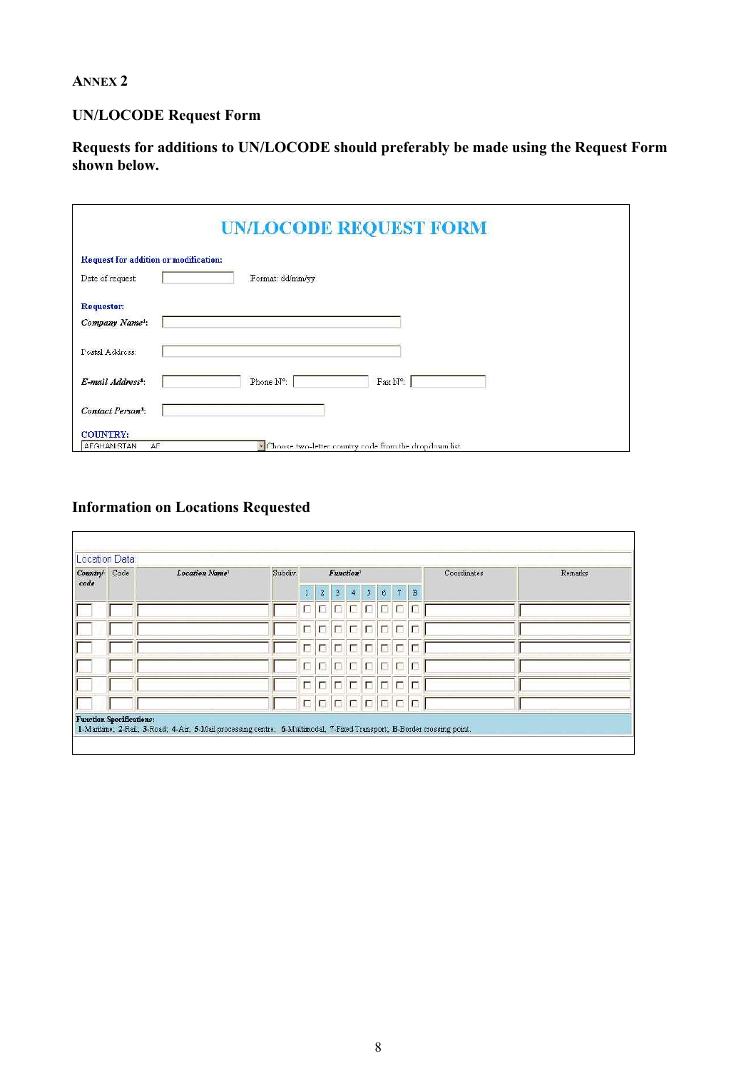**ANNEX 2**

**UN/LOCODE Request Form**

**Requests for additions to UN/LOCODE should preferably be made using the Request Form shown below.**

## UN/LOCODE REQUEST FORM

**Request for addition or modification:**

Date of request: [ ] Format: dd/mm/yy

**Requestor:**

*Company Name*[1]: [ ]

Postal Address: [ ]

*E-mail Address*[1]: [ ] Phone N°: [ ] Fax N°: [ ]

*Contact Person*[1]: [ ]

**COUNTRY:**

AFGHANISTAN AF — Choose two-letter country code from the dropdown list

### Information on Locations Requested

Location Data

| *Country*[1] *code* | Code | *Location Name*[1] | Subdiv. | *Function*[1] | | | | | | | | Coordinates | Remarks |
|---|---|---|---|---|---|---|---|---|---|---|---|---|---|
| | | | | 1 | 2 | 3 | 4 | 5 | 6 | 7 | B | | |
| | | | | ☐ | ☐ | ☐ | ☐ | ☐ | ☐ | ☐ | ☐ | | |
| | | | | ☐ | ☐ | ☐ | ☐ | ☐ | ☐ | ☐ | ☐ | | |
| | | | | ☐ | ☐ | ☐ | ☐ | ☐ | ☐ | ☐ | ☐ | | |
| | | | | ☐ | ☐ | ☐ | ☐ | ☐ | ☐ | ☐ | ☐ | | |
| | | | | ☐ | ☐ | ☐ | ☐ | ☐ | ☐ | ☐ | ☐ | | |
| | | | | ☐ | ☐ | ☐ | ☐ | ☐ | ☐ | ☐ | ☐ | | |

**Function Specifications:**
1-Maritime; 2-Rail; 3-Road; 4-Air; 5-Mail processing centre; 6-Multimodal; 7-Fixed Transport; B-Border crossing point.